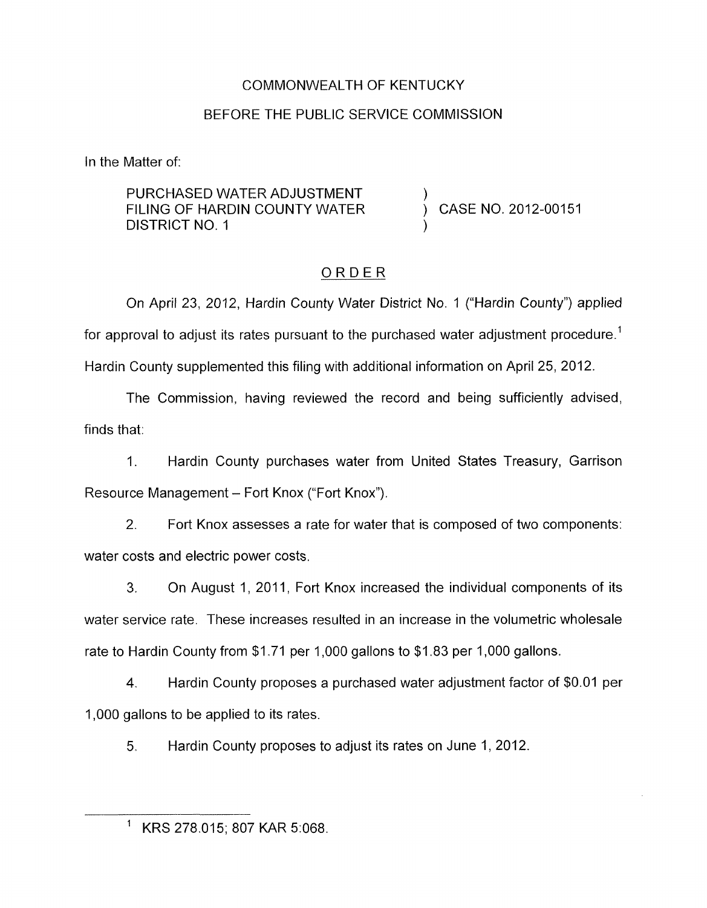COMMONWEALTH OF KENTUCKY

BEFORE THE PUBLIC SERVICE COMMISSION

In the Matter of:

PURCHASED WATER ADJUSTMENT FILING OF HARDIN COUNTY WATER DISTRICT NO. 1 ) CASE NO. 2012-00151

## ORDER

On April 23, 2012, Hardin County Water District No. 1 ("Hardin County") applied for approval to adjust its rates pursuant to the purchased water adjustment procedure.[1] Hardin County supplemented this filing with additional information on April 25, 2012.

The Commission, having reviewed the record and being sufficiently advised, finds that:

1. Hardin County purchases water from United States Treasury, Garrison Resource Management – Fort Knox ("Fort Knox").

2. Fort Knox assesses a rate for water that is composed of two components: water costs and electric power costs.

3. On August 1, 2011, Fort Knox increased the individual components of its water service rate. These increases resulted in an increase in the volumetric wholesale rate to Hardin County from $1.71 per 1,000 gallons to $1.83 per 1,000 gallons.

4. Hardin County proposes a purchased water adjustment factor of $0.01 per 1,000 gallons to be applied to its rates.

5. Hardin County proposes to adjust its rates on June 1, 2012.

---

[1] KRS 278.015; 807 KAR 5:068.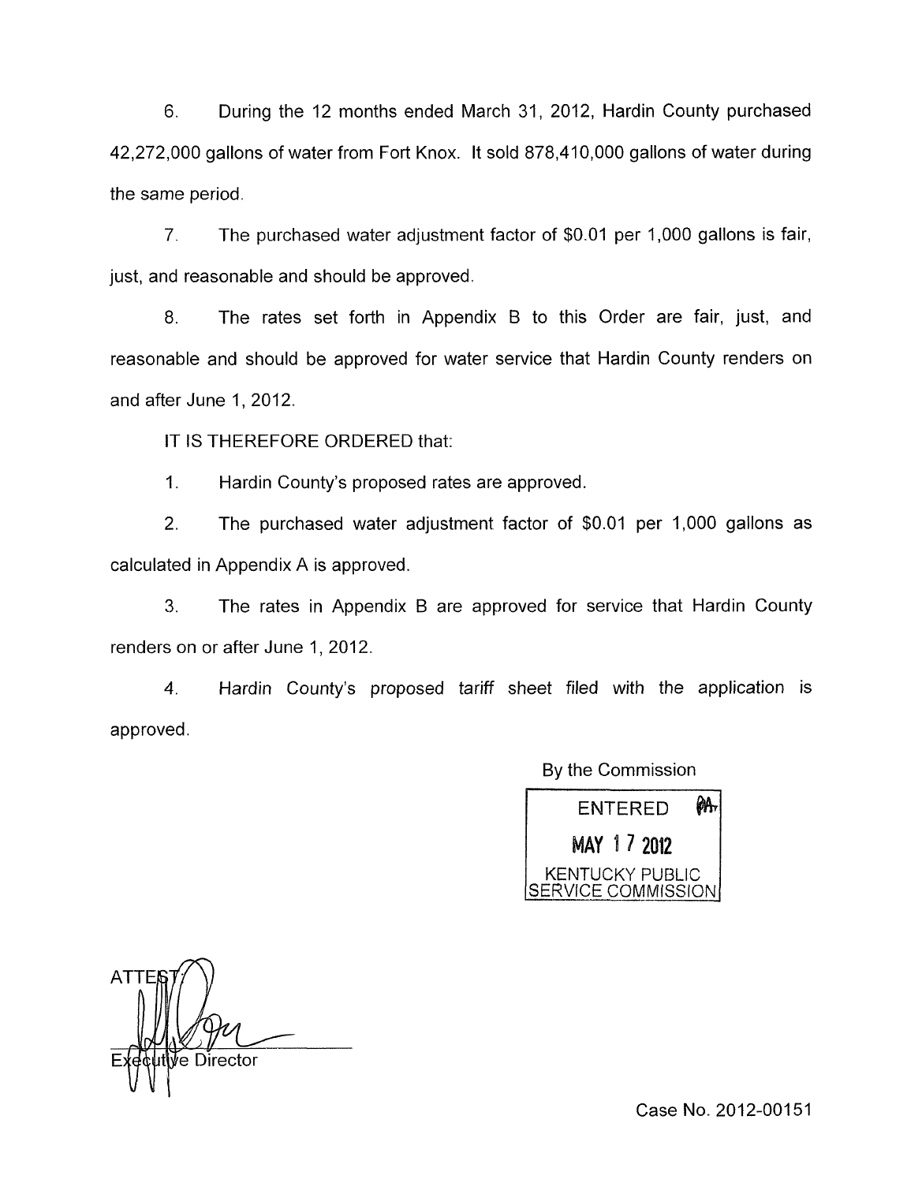6. During the 12 months ended March 31, 2012, Hardin County purchased 42,272,000 gallons of water from Fort Knox. It sold 878,410,000 gallons of water during the same period.

7. The purchased water adjustment factor of $0.01 per 1,000 gallons is fair, just, and reasonable and should be approved.

8. The rates set forth in Appendix B to this Order are fair, just, and reasonable and should be approved for water service that Hardin County renders on and after June 1, 2012.

IT IS THEREFORE ORDERED that:

1. Hardin County's proposed rates are approved.

2. The purchased water adjustment factor of $0.01 per 1,000 gallons as calculated in Appendix A is approved.

3. The rates in Appendix B are approved for service that Hardin County renders on or after June 1, 2012.

4. Hardin County's proposed tariff sheet filed with the application is approved.

By the Commission

ENTERED
MAY 17 2012
KENTUCKY PUBLIC SERVICE COMMISSION

ATTEST:

Executive Director

Case No. 2012-00151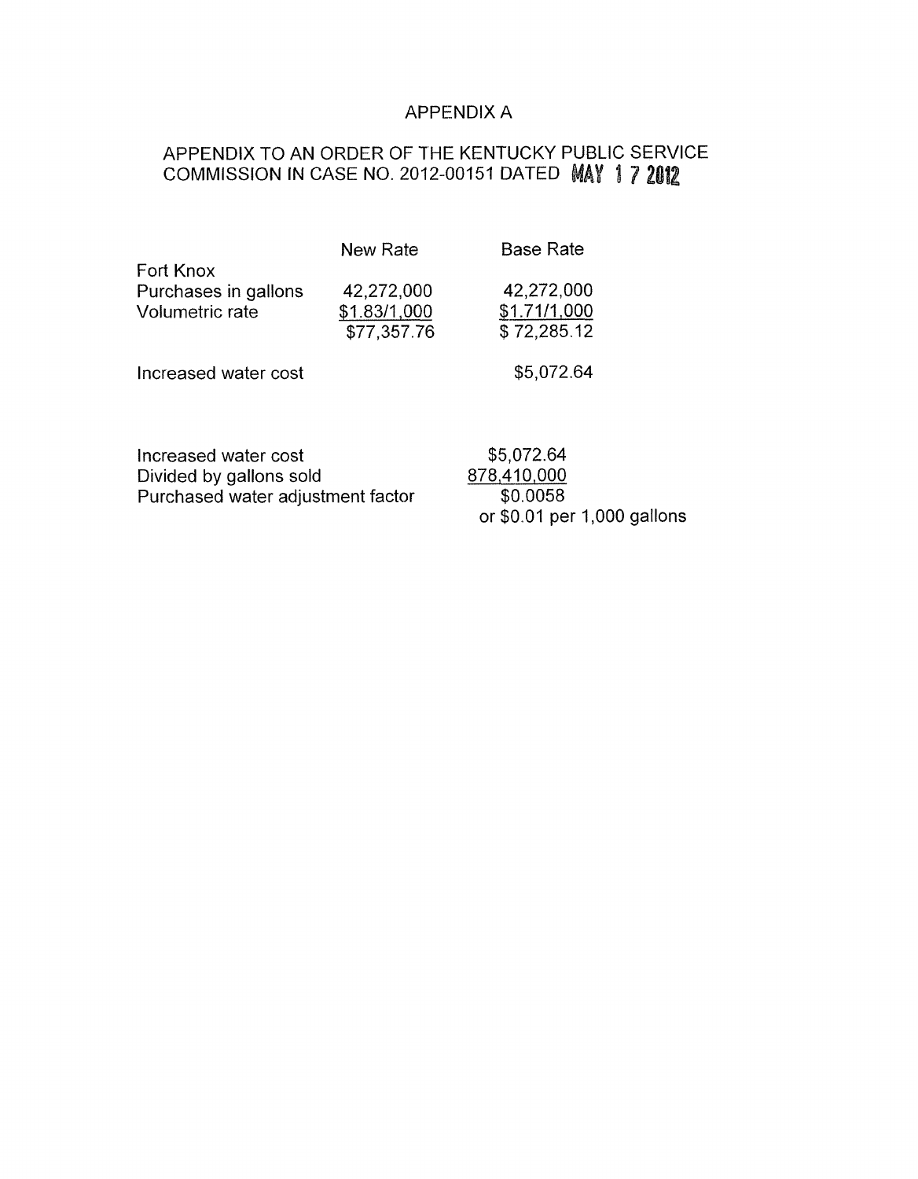# APPENDIX A

## APPENDIX TO AN ORDER OF THE KENTUCKY PUBLIC SERVICE COMMISSION IN CASE NO. 2012-00151 DATED MAY 17 2012

| | New Rate | Base Rate |
|---|---|---|
| Fort Knox | | |
| Purchases in gallons | 42,272,000 | 42,272,000 |
| Volumetric rate | $1.83/1,000 | $1.71/1,000 |
| | $77,357.76 | $ 72,285.12 |
| Increased water cost | | $5,072.64 |

| | |
|---|---|
| Increased water cost | $5,072.64 |
| Divided by gallons sold | 878,410,000 |
| Purchased water adjustment factor | $0.0058 |
| | or $0.01 per 1,000 gallons |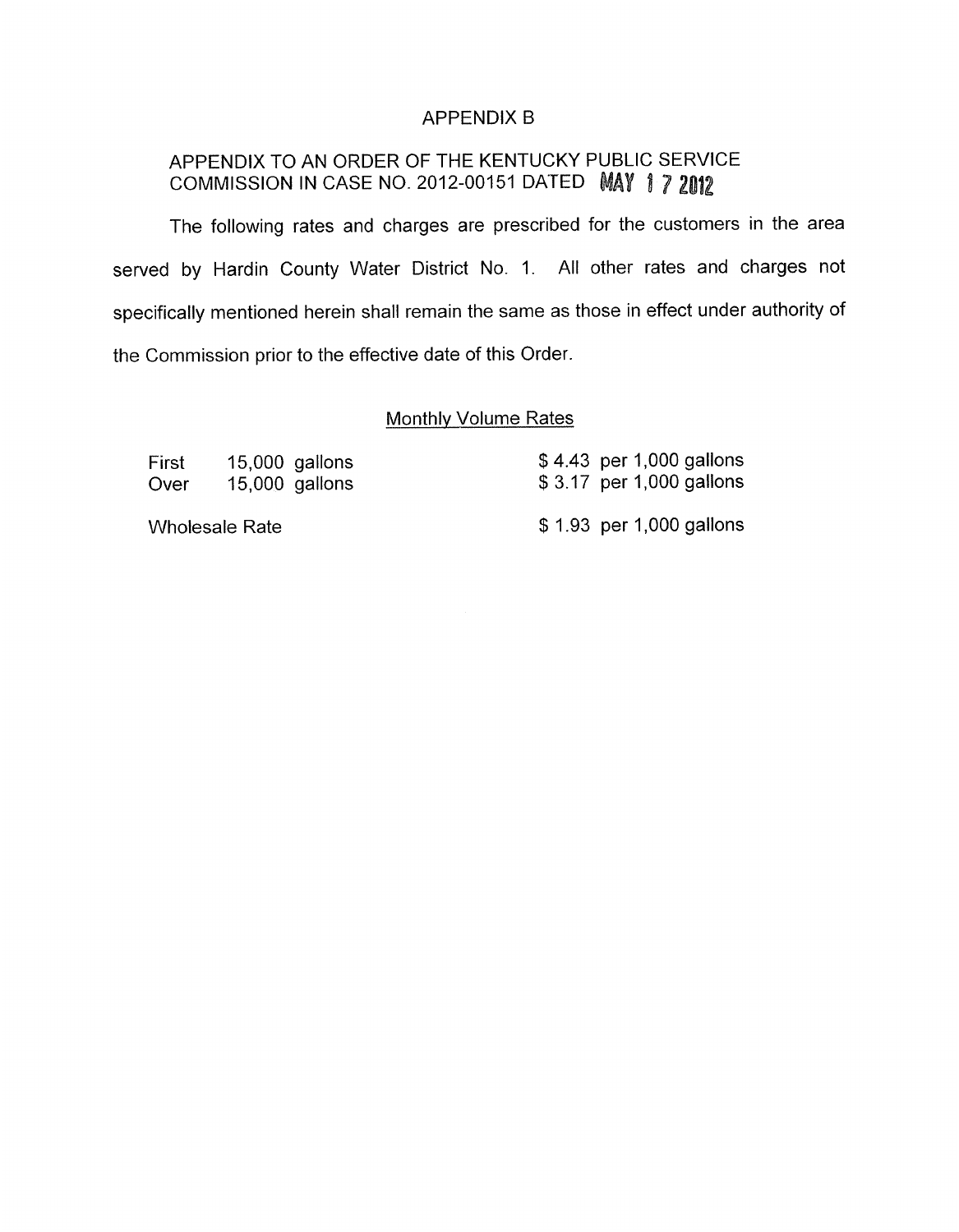# APPENDIX B

## APPENDIX TO AN ORDER OF THE KENTUCKY PUBLIC SERVICE COMMISSION IN CASE NO. 2012-00151 DATED MAY 17 2012

The following rates and charges are prescribed for the customers in the area served by Hardin County Water District No. 1. All other rates and charges not specifically mentioned herein shall remain the same as those in effect under authority of the Commission prior to the effective date of this Order.

Monthly Volume Rates

| | | |
|---|---|---|
| First | 15,000 gallons | $ 4.43 per 1,000 gallons |
| Over | 15,000 gallons | $ 3.17 per 1,000 gallons |
| Wholesale Rate | | $ 1.93 per 1,000 gallons |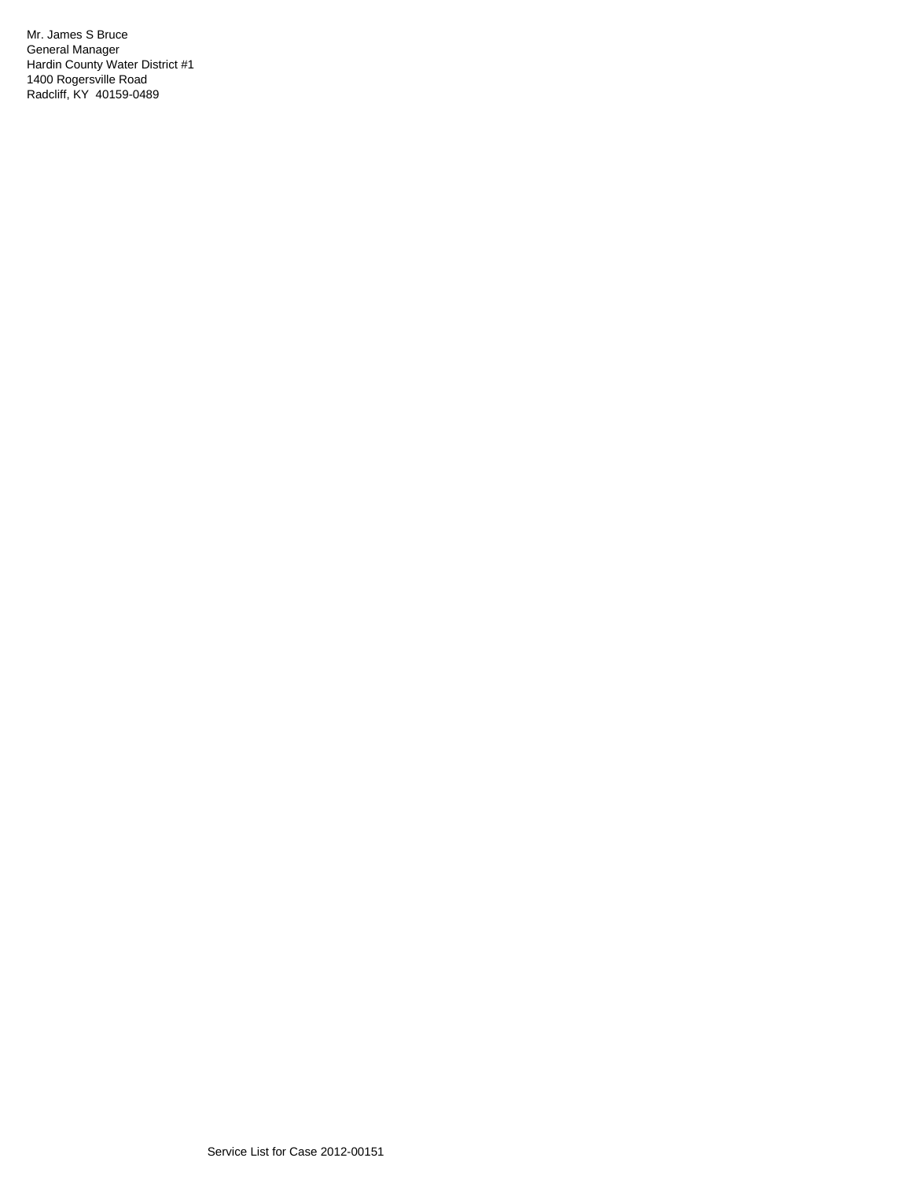Mr. James S Bruce
General Manager
Hardin County Water District #1
1400 Rogersville Road
Radcliff, KY 40159-0489